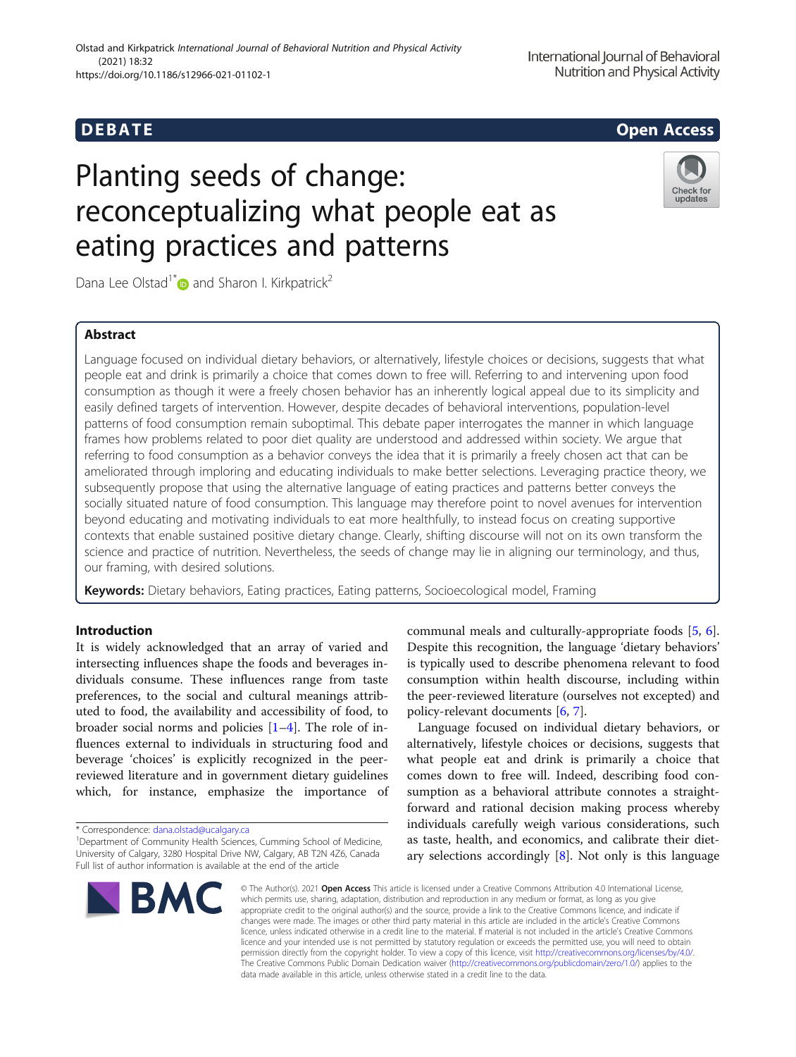DEBATE Open Access

# Planting seeds of change: reconceptualizing what people eat as eating practices and patterns

Dana Lee Olstad[1*] and Sharon I. Kirkpatrick[2]

## Abstract

Language focused on individual dietary behaviors, or alternatively, lifestyle choices or decisions, suggests that what people eat and drink is primarily a choice that comes down to free will. Referring to and intervening upon food consumption as though it were a freely chosen behavior has an inherently logical appeal due to its simplicity and easily defined targets of intervention. However, despite decades of behavioral interventions, population-level patterns of food consumption remain suboptimal. This debate paper interrogates the manner in which language frames how problems related to poor diet quality are understood and addressed within society. We argue that referring to food consumption as a behavior conveys the idea that it is primarily a freely chosen act that can be ameliorated through imploring and educating individuals to make better selections. Leveraging practice theory, we subsequently propose that using the alternative language of eating practices and patterns better conveys the socially situated nature of food consumption. This language may therefore point to novel avenues for intervention beyond educating and motivating individuals to eat more healthfully, to instead focus on creating supportive contexts that enable sustained positive dietary change. Clearly, shifting discourse will not on its own transform the science and practice of nutrition. Nevertheless, the seeds of change may lie in aligning our terminology, and thus, our framing, with desired solutions.

**Keywords:** Dietary behaviors, Eating practices, Eating patterns, Socioecological model, Framing

## Introduction

It is widely acknowledged that an array of varied and intersecting influences shape the foods and beverages individuals consume. These influences range from taste preferences, to the social and cultural meanings attributed to food, the availability and accessibility of food, to broader social norms and policies [1–4]. The role of influences external to individuals in structuring food and beverage 'choices' is explicitly recognized in the peer-reviewed literature and in government dietary guidelines which, for instance, emphasize the importance of communal meals and culturally-appropriate foods [5, 6]. Despite this recognition, the language 'dietary behaviors' is typically used to describe phenomena relevant to food consumption within health discourse, including within the peer-reviewed literature (ourselves not excepted) and policy-relevant documents [6, 7].

Language focused on individual dietary behaviors, or alternatively, lifestyle choices or decisions, suggests that what people eat and drink is primarily a choice that comes down to free will. Indeed, describing food consumption as a behavioral attribute connotes a straightforward and rational decision making process whereby individuals carefully weigh various considerations, such as taste, health, and economics, and calibrate their dietary selections accordingly [8]. Not only is this language

\* Correspondence: dana.olstad@ucalgary.ca

[1]Department of Community Health Sciences, Cumming School of Medicine, University of Calgary, 3280 Hospital Drive NW, Calgary, AB T2N 4Z6, Canada

Full list of author information is available at the end of the article

© The Author(s). 2021 **Open Access** This article is licensed under a Creative Commons Attribution 4.0 International License, which permits use, sharing, adaptation, distribution and reproduction in any medium or format, as long as you give appropriate credit to the original author(s) and the source, provide a link to the Creative Commons licence, and indicate if changes were made. The images or other third party material in this article are included in the article's Creative Commons licence, unless indicated otherwise in a credit line to the material. If material is not included in the article's Creative Commons licence and your intended use is not permitted by statutory regulation or exceeds the permitted use, you will need to obtain permission directly from the copyright holder. To view a copy of this licence, visit http://creativecommons.org/licenses/by/4.0/. The Creative Commons Public Domain Dedication waiver (http://creativecommons.org/publicdomain/zero/1.0/) applies to the data made available in this article, unless otherwise stated in a credit line to the data.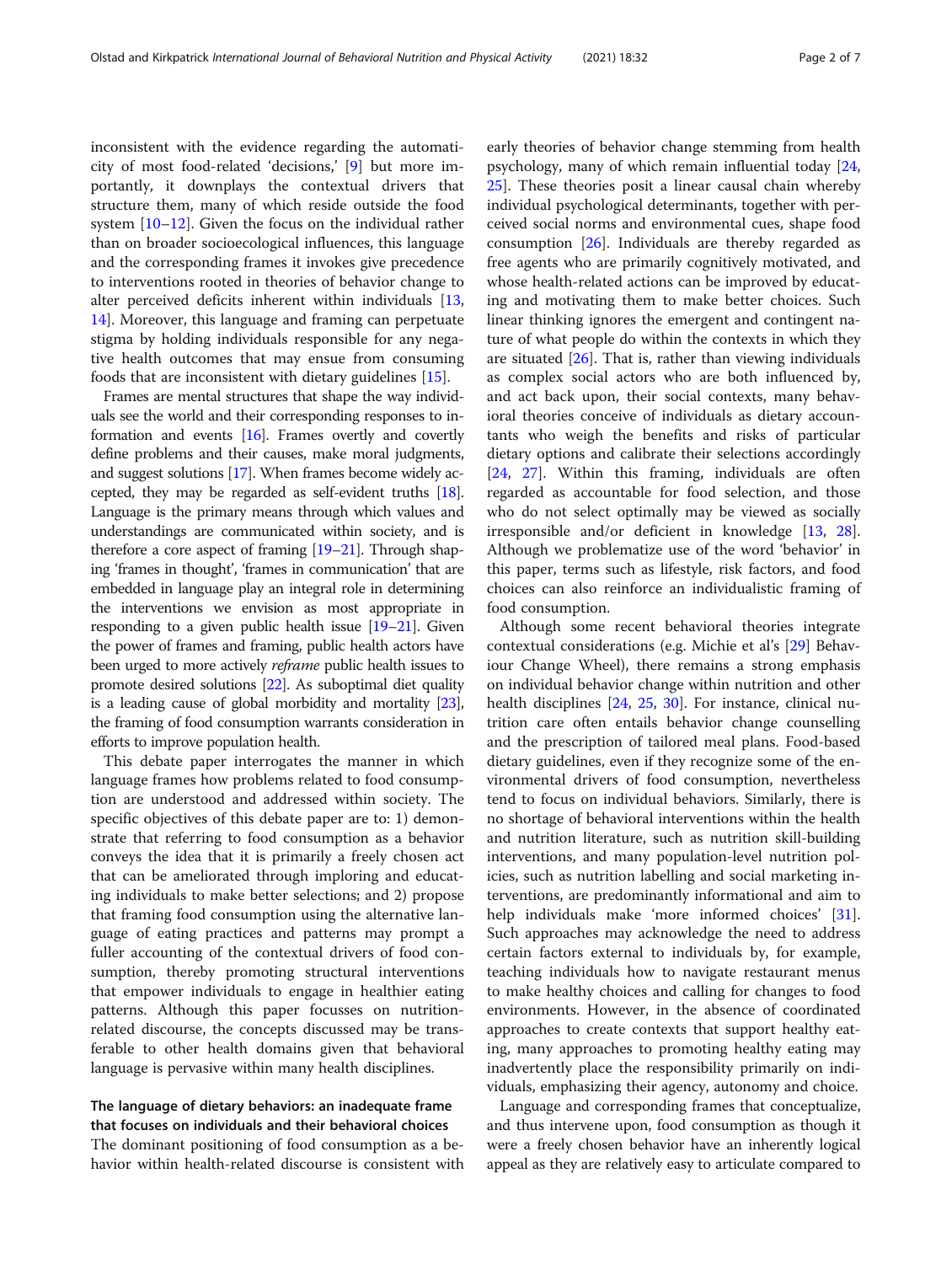inconsistent with the evidence regarding the automaticity of most food-related 'decisions,' [9] but more importantly, it downplays the contextual drivers that structure them, many of which reside outside the food system [10–12]. Given the focus on the individual rather than on broader socioecological influences, this language and the corresponding frames it invokes give precedence to interventions rooted in theories of behavior change to alter perceived deficits inherent within individuals [13, 14]. Moreover, this language and framing can perpetuate stigma by holding individuals responsible for any negative health outcomes that may ensue from consuming foods that are inconsistent with dietary guidelines [15].

Frames are mental structures that shape the way individuals see the world and their corresponding responses to information and events [16]. Frames overtly and covertly define problems and their causes, make moral judgments, and suggest solutions [17]. When frames become widely accepted, they may be regarded as self-evident truths [18]. Language is the primary means through which values and understandings are communicated within society, and is therefore a core aspect of framing [19–21]. Through shaping 'frames in thought', 'frames in communication' that are embedded in language play an integral role in determining the interventions we envision as most appropriate in responding to a given public health issue [19–21]. Given the power of frames and framing, public health actors have been urged to more actively *reframe* public health issues to promote desired solutions [22]. As suboptimal diet quality is a leading cause of global morbidity and mortality [23], the framing of food consumption warrants consideration in efforts to improve population health.

This debate paper interrogates the manner in which language frames how problems related to food consumption are understood and addressed within society. The specific objectives of this debate paper are to: 1) demonstrate that referring to food consumption as a behavior conveys the idea that it is primarily a freely chosen act that can be ameliorated through imploring and educating individuals to make better selections; and 2) propose that framing food consumption using the alternative language of eating practices and patterns may prompt a fuller accounting of the contextual drivers of food consumption, thereby promoting structural interventions that empower individuals to engage in healthier eating patterns. Although this paper focusses on nutrition-related discourse, the concepts discussed may be transferable to other health domains given that behavioral language is pervasive within many health disciplines.

## The language of dietary behaviors: an inadequate frame that focuses on individuals and their behavioral choices

The dominant positioning of food consumption as a behavior within health-related discourse is consistent with early theories of behavior change stemming from health psychology, many of which remain influential today [24, 25]. These theories posit a linear causal chain whereby individual psychological determinants, together with perceived social norms and environmental cues, shape food consumption [26]. Individuals are thereby regarded as free agents who are primarily cognitively motivated, and whose health-related actions can be improved by educating and motivating them to make better choices. Such linear thinking ignores the emergent and contingent nature of what people do within the contexts in which they are situated [26]. That is, rather than viewing individuals as complex social actors who are both influenced by, and act back upon, their social contexts, many behavioral theories conceive of individuals as dietary accountants who weigh the benefits and risks of particular dietary options and calibrate their selections accordingly [24, 27]. Within this framing, individuals are often regarded as accountable for food selection, and those who do not select optimally may be viewed as socially irresponsible and/or deficient in knowledge [13, 28]. Although we problematize use of the word 'behavior' in this paper, terms such as lifestyle, risk factors, and food choices can also reinforce an individualistic framing of food consumption.

Although some recent behavioral theories integrate contextual considerations (e.g. Michie et al's [29] Behaviour Change Wheel), there remains a strong emphasis on individual behavior change within nutrition and other health disciplines [24, 25, 30]. For instance, clinical nutrition care often entails behavior change counselling and the prescription of tailored meal plans. Food-based dietary guidelines, even if they recognize some of the environmental drivers of food consumption, nevertheless tend to focus on individual behaviors. Similarly, there is no shortage of behavioral interventions within the health and nutrition literature, such as nutrition skill-building interventions, and many population-level nutrition policies, such as nutrition labelling and social marketing interventions, are predominantly informational and aim to help individuals make 'more informed choices' [31]. Such approaches may acknowledge the need to address certain factors external to individuals by, for example, teaching individuals how to navigate restaurant menus to make healthy choices and calling for changes to food environments. However, in the absence of coordinated approaches to create contexts that support healthy eating, many approaches to promoting healthy eating may inadvertently place the responsibility primarily on individuals, emphasizing their agency, autonomy and choice.

Language and corresponding frames that conceptualize, and thus intervene upon, food consumption as though it were a freely chosen behavior have an inherently logical appeal as they are relatively easy to articulate compared to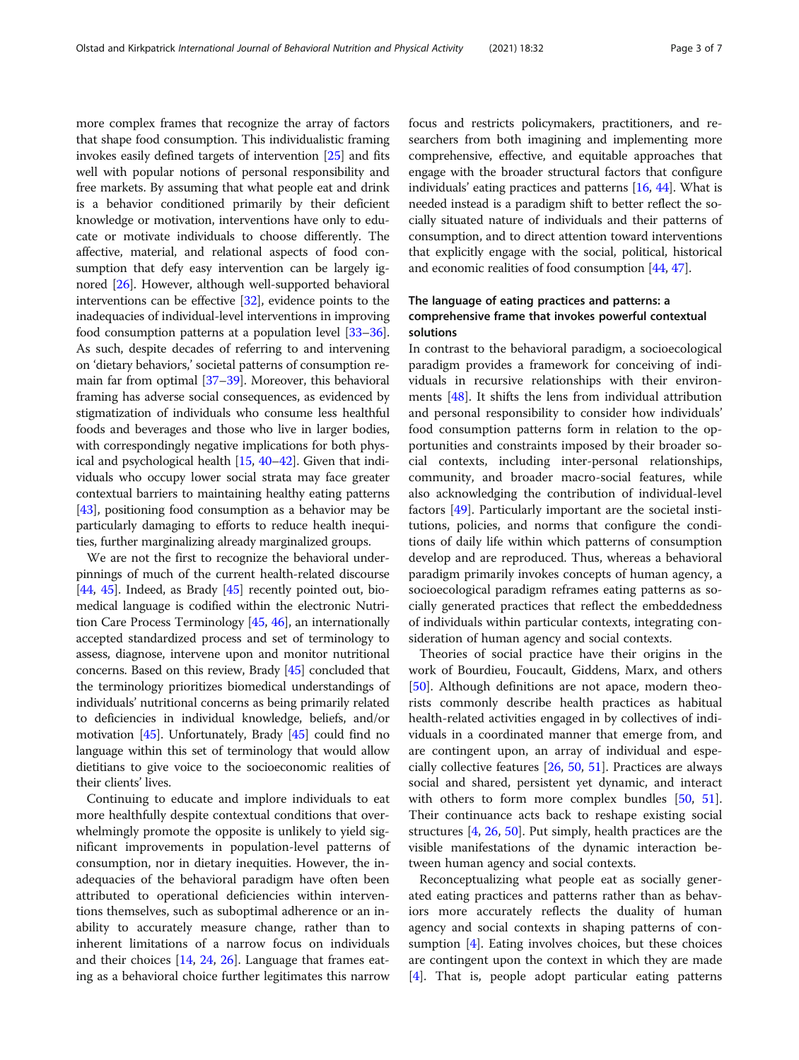more complex frames that recognize the array of factors that shape food consumption. This individualistic framing invokes easily defined targets of intervention [25] and fits well with popular notions of personal responsibility and free markets. By assuming that what people eat and drink is a behavior conditioned primarily by their deficient knowledge or motivation, interventions have only to educate or motivate individuals to choose differently. The affective, material, and relational aspects of food consumption that defy easy intervention can be largely ignored [26]. However, although well-supported behavioral interventions can be effective [32], evidence points to the inadequacies of individual-level interventions in improving food consumption patterns at a population level [33–36]. As such, despite decades of referring to and intervening on 'dietary behaviors,' societal patterns of consumption remain far from optimal [37–39]. Moreover, this behavioral framing has adverse social consequences, as evidenced by stigmatization of individuals who consume less healthful foods and beverages and those who live in larger bodies, with correspondingly negative implications for both physical and psychological health [15, 40–42]. Given that individuals who occupy lower social strata may face greater contextual barriers to maintaining healthy eating patterns [43], positioning food consumption as a behavior may be particularly damaging to efforts to reduce health inequities, further marginalizing already marginalized groups.

We are not the first to recognize the behavioral underpinnings of much of the current health-related discourse [44, 45]. Indeed, as Brady [45] recently pointed out, biomedical language is codified within the electronic Nutrition Care Process Terminology [45, 46], an internationally accepted standardized process and set of terminology to assess, diagnose, intervene upon and monitor nutritional concerns. Based on this review, Brady [45] concluded that the terminology prioritizes biomedical understandings of individuals' nutritional concerns as being primarily related to deficiencies in individual knowledge, beliefs, and/or motivation [45]. Unfortunately, Brady [45] could find no language within this set of terminology that would allow dietitians to give voice to the socioeconomic realities of their clients' lives.

Continuing to educate and implore individuals to eat more healthfully despite contextual conditions that overwhelmingly promote the opposite is unlikely to yield significant improvements in population-level patterns of consumption, nor in dietary inequities. However, the inadequacies of the behavioral paradigm have often been attributed to operational deficiencies within interventions themselves, such as suboptimal adherence or an inability to accurately measure change, rather than to inherent limitations of a narrow focus on individuals and their choices [14, 24, 26]. Language that frames eating as a behavioral choice further legitimates this narrow focus and restricts policymakers, practitioners, and researchers from both imagining and implementing more comprehensive, effective, and equitable approaches that engage with the broader structural factors that configure individuals' eating practices and patterns [16, 44]. What is needed instead is a paradigm shift to better reflect the socially situated nature of individuals and their patterns of consumption, and to direct attention toward interventions that explicitly engage with the social, political, historical and economic realities of food consumption [44, 47].

## The language of eating practices and patterns: a comprehensive frame that invokes powerful contextual solutions

In contrast to the behavioral paradigm, a socioecological paradigm provides a framework for conceiving of individuals in recursive relationships with their environments [48]. It shifts the lens from individual attribution and personal responsibility to consider how individuals' food consumption patterns form in relation to the opportunities and constraints imposed by their broader social contexts, including inter-personal relationships, community, and broader macro-social features, while also acknowledging the contribution of individual-level factors [49]. Particularly important are the societal institutions, policies, and norms that configure the conditions of daily life within which patterns of consumption develop and are reproduced. Thus, whereas a behavioral paradigm primarily invokes concepts of human agency, a socioecological paradigm reframes eating patterns as socially generated practices that reflect the embeddedness of individuals within particular contexts, integrating consideration of human agency and social contexts.

Theories of social practice have their origins in the work of Bourdieu, Foucault, Giddens, Marx, and others [50]. Although definitions are not apace, modern theorists commonly describe health practices as habitual health-related activities engaged in by collectives of individuals in a coordinated manner that emerge from, and are contingent upon, an array of individual and especially collective features [26, 50, 51]. Practices are always social and shared, persistent yet dynamic, and interact with others to form more complex bundles [50, 51]. Their continuance acts back to reshape existing social structures [4, 26, 50]. Put simply, health practices are the visible manifestations of the dynamic interaction between human agency and social contexts.

Reconceptualizing what people eat as socially generated eating practices and patterns rather than as behaviors more accurately reflects the duality of human agency and social contexts in shaping patterns of consumption [4]. Eating involves choices, but these choices are contingent upon the context in which they are made [4]. That is, people adopt particular eating patterns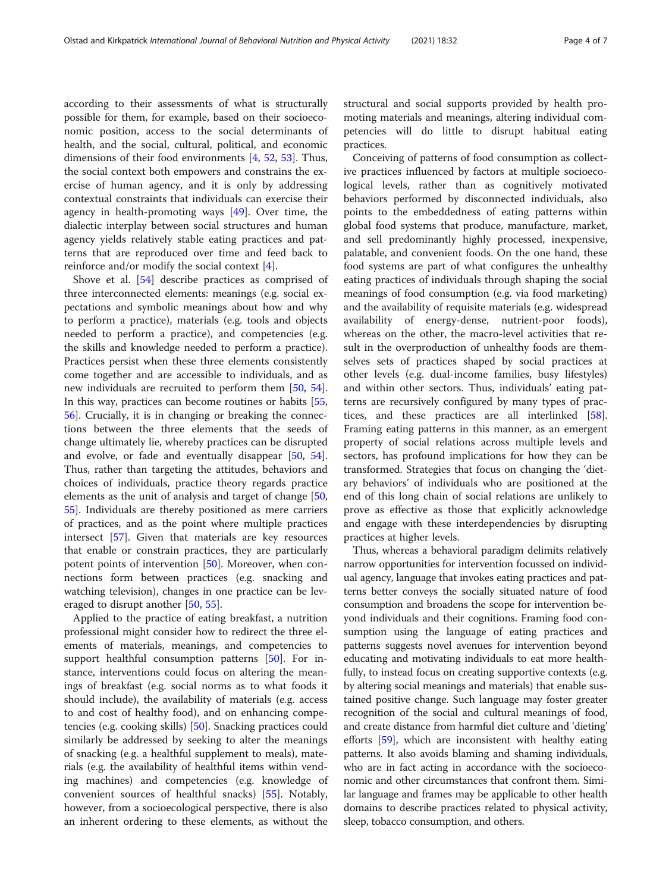according to their assessments of what is structurally possible for them, for example, based on their socioeconomic position, access to the social determinants of health, and the social, cultural, political, and economic dimensions of their food environments [4, 52, 53]. Thus, the social context both empowers and constrains the exercise of human agency, and it is only by addressing contextual constraints that individuals can exercise their agency in health-promoting ways [49]. Over time, the dialectic interplay between social structures and human agency yields relatively stable eating practices and patterns that are reproduced over time and feed back to reinforce and/or modify the social context [4].

Shove et al. [54] describe practices as comprised of three interconnected elements: meanings (e.g. social expectations and symbolic meanings about how and why to perform a practice), materials (e.g. tools and objects needed to perform a practice), and competencies (e.g. the skills and knowledge needed to perform a practice). Practices persist when these three elements consistently come together and are accessible to individuals, and as new individuals are recruited to perform them [50, 54]. In this way, practices can become routines or habits [55, 56]. Crucially, it is in changing or breaking the connections between the three elements that the seeds of change ultimately lie, whereby practices can be disrupted and evolve, or fade and eventually disappear [50, 54]. Thus, rather than targeting the attitudes, behaviors and choices of individuals, practice theory regards practice elements as the unit of analysis and target of change [50, 55]. Individuals are thereby positioned as mere carriers of practices, and as the point where multiple practices intersect [57]. Given that materials are key resources that enable or constrain practices, they are particularly potent points of intervention [50]. Moreover, when connections form between practices (e.g. snacking and watching television), changes in one practice can be leveraged to disrupt another [50, 55].

Applied to the practice of eating breakfast, a nutrition professional might consider how to redirect the three elements of materials, meanings, and competencies to support healthful consumption patterns [50]. For instance, interventions could focus on altering the meanings of breakfast (e.g. social norms as to what foods it should include), the availability of materials (e.g. access to and cost of healthy food), and on enhancing competencies (e.g. cooking skills) [50]. Snacking practices could similarly be addressed by seeking to alter the meanings of snacking (e.g. a healthful supplement to meals), materials (e.g. the availability of healthful items within vending machines) and competencies (e.g. knowledge of convenient sources of healthful snacks) [55]. Notably, however, from a socioecological perspective, there is also an inherent ordering to these elements, as without the structural and social supports provided by health promoting materials and meanings, altering individual competencies will do little to disrupt habitual eating practices.

Conceiving of patterns of food consumption as collective practices influenced by factors at multiple socioecological levels, rather than as cognitively motivated behaviors performed by disconnected individuals, also points to the embeddedness of eating patterns within global food systems that produce, manufacture, market, and sell predominantly highly processed, inexpensive, palatable, and convenient foods. On the one hand, these food systems are part of what configures the unhealthy eating practices of individuals through shaping the social meanings of food consumption (e.g. via food marketing) and the availability of requisite materials (e.g. widespread availability of energy-dense, nutrient-poor foods), whereas on the other, the macro-level activities that result in the overproduction of unhealthy foods are themselves sets of practices shaped by social practices at other levels (e.g. dual-income families, busy lifestyles) and within other sectors. Thus, individuals' eating patterns are recursively configured by many types of practices, and these practices are all interlinked [58]. Framing eating patterns in this manner, as an emergent property of social relations across multiple levels and sectors, has profound implications for how they can be transformed. Strategies that focus on changing the 'dietary behaviors' of individuals who are positioned at the end of this long chain of social relations are unlikely to prove as effective as those that explicitly acknowledge and engage with these interdependencies by disrupting practices at higher levels.

Thus, whereas a behavioral paradigm delimits relatively narrow opportunities for intervention focussed on individual agency, language that invokes eating practices and patterns better conveys the socially situated nature of food consumption and broadens the scope for intervention beyond individuals and their cognitions. Framing food consumption using the language of eating practices and patterns suggests novel avenues for intervention beyond educating and motivating individuals to eat more healthfully, to instead focus on creating supportive contexts (e.g. by altering social meanings and materials) that enable sustained positive change. Such language may foster greater recognition of the social and cultural meanings of food, and create distance from harmful diet culture and 'dieting' efforts [59], which are inconsistent with healthy eating patterns. It also avoids blaming and shaming individuals, who are in fact acting in accordance with the socioeconomic and other circumstances that confront them. Similar language and frames may be applicable to other health domains to describe practices related to physical activity, sleep, tobacco consumption, and others.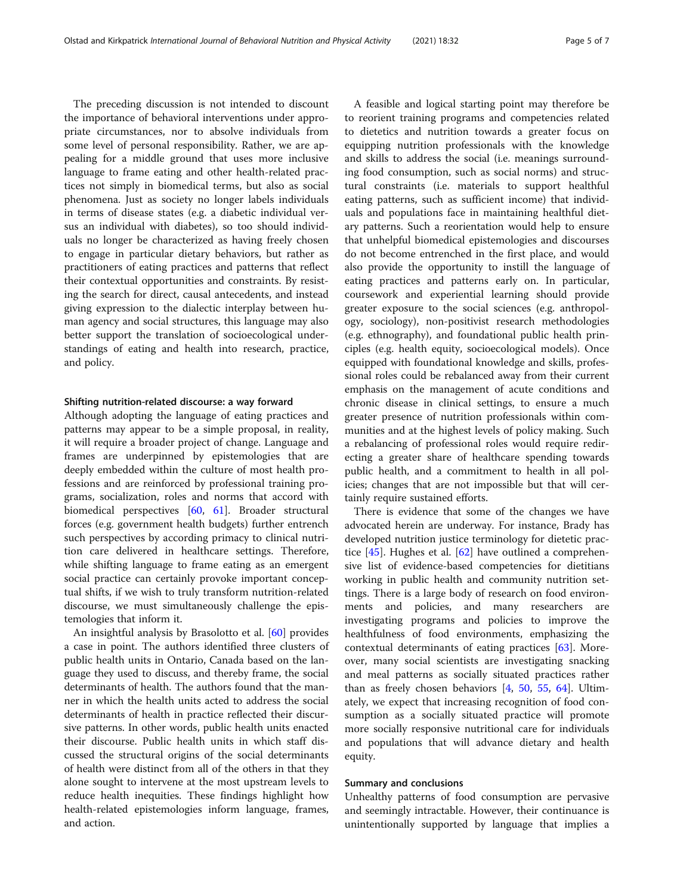The preceding discussion is not intended to discount the importance of behavioral interventions under appropriate circumstances, nor to absolve individuals from some level of personal responsibility. Rather, we are appealing for a middle ground that uses more inclusive language to frame eating and other health-related practices not simply in biomedical terms, but also as social phenomena. Just as society no longer labels individuals in terms of disease states (e.g. a diabetic individual versus an individual with diabetes), so too should individuals no longer be characterized as having freely chosen to engage in particular dietary behaviors, but rather as practitioners of eating practices and patterns that reflect their contextual opportunities and constraints. By resisting the search for direct, causal antecedents, and instead giving expression to the dialectic interplay between human agency and social structures, this language may also better support the translation of socioecological understandings of eating and health into research, practice, and policy.

### Shifting nutrition-related discourse: a way forward

Although adopting the language of eating practices and patterns may appear to be a simple proposal, in reality, it will require a broader project of change. Language and frames are underpinned by epistemologies that are deeply embedded within the culture of most health professions and are reinforced by professional training programs, socialization, roles and norms that accord with biomedical perspectives [60, 61]. Broader structural forces (e.g. government health budgets) further entrench such perspectives by according primacy to clinical nutrition care delivered in healthcare settings. Therefore, while shifting language to frame eating as an emergent social practice can certainly provoke important conceptual shifts, if we wish to truly transform nutrition-related discourse, we must simultaneously challenge the epistemologies that inform it.

An insightful analysis by Brasolotto et al. [60] provides a case in point. The authors identified three clusters of public health units in Ontario, Canada based on the language they used to discuss, and thereby frame, the social determinants of health. The authors found that the manner in which the health units acted to address the social determinants of health in practice reflected their discursive patterns. In other words, public health units enacted their discourse. Public health units in which staff discussed the structural origins of the social determinants of health were distinct from all of the others in that they alone sought to intervene at the most upstream levels to reduce health inequities. These findings highlight how health-related epistemologies inform language, frames, and action.

A feasible and logical starting point may therefore be to reorient training programs and competencies related to dietetics and nutrition towards a greater focus on equipping nutrition professionals with the knowledge and skills to address the social (i.e. meanings surrounding food consumption, such as social norms) and structural constraints (i.e. materials to support healthful eating patterns, such as sufficient income) that individuals and populations face in maintaining healthful dietary patterns. Such a reorientation would help to ensure that unhelpful biomedical epistemologies and discourses do not become entrenched in the first place, and would also provide the opportunity to instill the language of eating practices and patterns early on. In particular, coursework and experiential learning should provide greater exposure to the social sciences (e.g. anthropology, sociology), non-positivist research methodologies (e.g. ethnography), and foundational public health principles (e.g. health equity, socioecological models). Once equipped with foundational knowledge and skills, professional roles could be rebalanced away from their current emphasis on the management of acute conditions and chronic disease in clinical settings, to ensure a much greater presence of nutrition professionals within communities and at the highest levels of policy making. Such a rebalancing of professional roles would require redirecting a greater share of healthcare spending towards public health, and a commitment to health in all policies; changes that are not impossible but that will certainly require sustained efforts.

There is evidence that some of the changes we have advocated herein are underway. For instance, Brady has developed nutrition justice terminology for dietetic practice [45]. Hughes et al. [62] have outlined a comprehensive list of evidence-based competencies for dietitians working in public health and community nutrition settings. There is a large body of research on food environments and policies, and many researchers are investigating programs and policies to improve the healthfulness of food environments, emphasizing the contextual determinants of eating practices [63]. Moreover, many social scientists are investigating snacking and meal patterns as socially situated practices rather than as freely chosen behaviors [4, 50, 55, 64]. Ultimately, we expect that increasing recognition of food consumption as a socially situated practice will promote more socially responsive nutritional care for individuals and populations that will advance dietary and health equity.

### Summary and conclusions

Unhealthy patterns of food consumption are pervasive and seemingly intractable. However, their continuance is unintentionally supported by language that implies a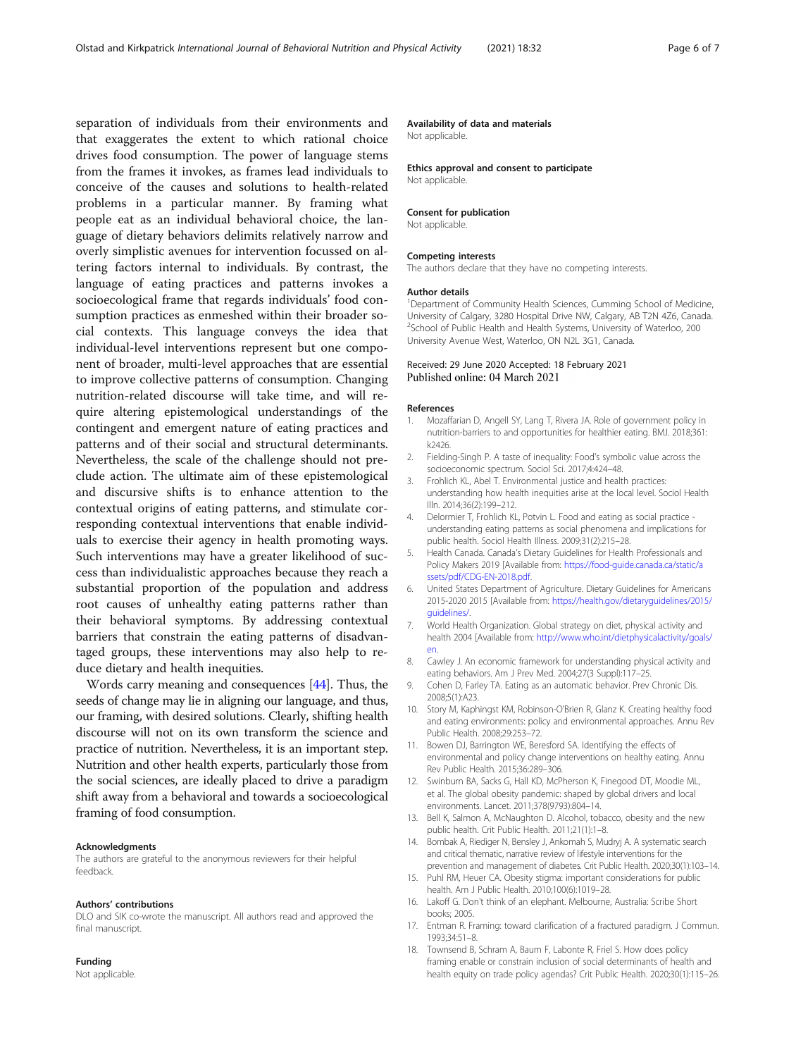separation of individuals from their environments and that exaggerates the extent to which rational choice drives food consumption. The power of language stems from the frames it invokes, as frames lead individuals to conceive of the causes and solutions to health-related problems in a particular manner. By framing what people eat as an individual behavioral choice, the language of dietary behaviors delimits relatively narrow and overly simplistic avenues for intervention focussed on altering factors internal to individuals. By contrast, the language of eating practices and patterns invokes a socioecological frame that regards individuals' food consumption practices as enmeshed within their broader social contexts. This language conveys the idea that individual-level interventions represent but one component of broader, multi-level approaches that are essential to improve collective patterns of consumption. Changing nutrition-related discourse will take time, and will require altering epistemological understandings of the contingent and emergent nature of eating practices and patterns and of their social and structural determinants. Nevertheless, the scale of the challenge should not preclude action. The ultimate aim of these epistemological and discursive shifts is to enhance attention to the contextual origins of eating patterns, and stimulate corresponding contextual interventions that enable individuals to exercise their agency in health promoting ways. Such interventions may have a greater likelihood of success than individualistic approaches because they reach a substantial proportion of the population and address root causes of unhealthy eating patterns rather than their behavioral symptoms. By addressing contextual barriers that constrain the eating patterns of disadvantaged groups, these interventions may also help to reduce dietary and health inequities.

Words carry meaning and consequences [44]. Thus, the seeds of change may lie in aligning our language, and thus, our framing, with desired solutions. Clearly, shifting health discourse will not on its own transform the science and practice of nutrition. Nevertheless, it is an important step. Nutrition and other health experts, particularly those from the social sciences, are ideally placed to drive a paradigm shift away from a behavioral and towards a socioecological framing of food consumption.

#### Acknowledgments
The authors are grateful to the anonymous reviewers for their helpful feedback.

#### Authors' contributions
DLO and SIK co-wrote the manuscript. All authors read and approved the final manuscript.

#### Funding
Not applicable.

#### Availability of data and materials
Not applicable.

#### Ethics approval and consent to participate
Not applicable.

#### Consent for publication
Not applicable.

#### Competing interests
The authors declare that they have no competing interests.

#### Author details
[1]Department of Community Health Sciences, Cumming School of Medicine, University of Calgary, 3280 Hospital Drive NW, Calgary, AB T2N 4Z6, Canada. [2]School of Public Health and Health Systems, University of Waterloo, 200 University Avenue West, Waterloo, ON N2L 3G1, Canada.

Received: 29 June 2020 Accepted: 18 February 2021
Published online: 04 March 2021

#### References
1. Mozaffarian D, Angell SY, Lang T, Rivera JA. Role of government policy in nutrition-barriers to and opportunities for healthier eating. BMJ. 2018;361:k2426.
2. Fielding-Singh P. A taste of inequality: Food's symbolic value across the socioeconomic spectrum. Sociol Sci. 2017;4:424–48.
3. Frohlich KL, Abel T. Environmental justice and health practices: understanding how health inequities arise at the local level. Sociol Health Illn. 2014;36(2):199–212.
4. Delormier T, Frohlich KL, Potvin L. Food and eating as social practice - understanding eating patterns as social phenomena and implications for public health. Sociol Health Illness. 2009;31(2):215–28.
5. Health Canada. Canada's Dietary Guidelines for Health Professionals and Policy Makers 2019 [Available from: https://food-guide.canada.ca/static/assets/pdf/CDG-EN-2018.pdf.
6. United States Department of Agriculture. Dietary Guidelines for Americans 2015-2020 2015 [Available from: https://health.gov/dietaryguidelines/2015/guidelines/.
7. World Health Organization. Global strategy on diet, physical activity and health 2004 [Available from: http://www.who.int/dietphysicalactivity/goals/en.
8. Cawley J. An economic framework for understanding physical activity and eating behaviors. Am J Prev Med. 2004;27(3 Suppl):117–25.
9. Cohen D, Farley TA. Eating as an automatic behavior. Prev Chronic Dis. 2008;5(1):A23.
10. Story M, Kaphingst KM, Robinson-O'Brien R, Glanz K. Creating healthy food and eating environments: policy and environmental approaches. Annu Rev Public Health. 2008;29:253–72.
11. Bowen DJ, Barrington WE, Beresford SA. Identifying the effects of environmental and policy change interventions on healthy eating. Annu Rev Public Health. 2015;36:289–306.
12. Swinburn BA, Sacks G, Hall KD, McPherson K, Finegood DT, Moodie ML, et al. The global obesity pandemic: shaped by global drivers and local environments. Lancet. 2011;378(9793):804–14.
13. Bell K, Salmon A, McNaughton D. Alcohol, tobacco, obesity and the new public health. Crit Public Health. 2011;21(1):1–8.
14. Bombak A, Riediger N, Bensley J, Ankomah S, Mudryj A. A systematic search and critical thematic, narrative review of lifestyle interventions for the prevention and management of diabetes. Crit Public Health. 2020;30(1):103–14.
15. Puhl RM, Heuer CA. Obesity stigma: important considerations for public health. Am J Public Health. 2010;100(6):1019–28.
16. Lakoff G. Don't think of an elephant. Melbourne, Australia: Scribe Short books; 2005.
17. Entman R. Framing: toward clarification of a fractured paradigm. J Commun. 1993;34:51–8.
18. Townsend B, Schram A, Baum F, Labonte R, Friel S. How does policy framing enable or constrain inclusion of social determinants of health and health equity on trade policy agendas? Crit Public Health. 2020;30(1):115–26.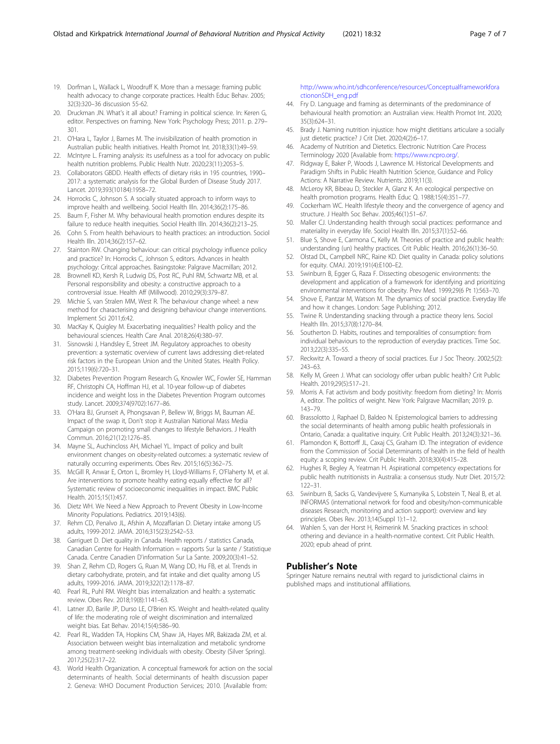19. Dorfman L, Wallack L, Woodruff K. More than a message: framing public health advocacy to change corporate practices. Health Educ Behav. 2005; 32(3):320–36 discussion 55-62.
20. Druckman JN. What's it all about? Framing in political science. In: Keren G, editor. Perspectives on framing. New York: Psychology Press; 2011. p. 279–301.
21. O'Hara L, Taylor J, Barnes M. The invisibilization of health promotion in Australian public health initiatives. Health Promot Int. 2018;33(1):49–59.
22. McIntyre L. Framing analysis: its usefulness as a tool for advocacy on public health nutrition problems. Public Health Nutr. 2020;23(11):2053–5.
23. Collaborators GBDD. Health effects of dietary risks in 195 countries, 1990–2017: a systematic analysis for the Global Burden of Disease Study 2017. Lancet. 2019;393(10184):1958–72.
24. Horrocks C, Johnson S. A socially situated approach to inform ways to improve health and wellbeing. Sociol Health Illn. 2014;36(2):175–86.
25. Baum F, Fisher M. Why behavioural health promotion endures despite its failure to reduce health inequities. Sociol Health Illn. 2014;36(2):213–25.
26. Cohn S. From health behaviours to health practices: an introduction. Sociol Health Illn. 2014;36(2):157–62.
27. Stainton RW. Changing behaviour: can critical psychology influence policy and practice? In: Horrocks C, Johnson S, editors. Advances in health psychology: Critcal approaches. Basingstoke: Palgrave Macmillan; 2012.
28. Brownell KD, Kersh R, Ludwig DS, Post RC, Puhl RM, Schwartz MB, et al. Personal responsibility and obesity: a constructive approach to a controversial issue. Health Aff (Millwood). 2010;29(3):379–87.
29. Michie S, van Stralen MM, West R. The behaviour change wheel: a new method for characterising and designing behaviour change interventions. Implement Sci 2011;6:42.
30. MacKay K, Quigley M. Exacerbating inequalities? Health policy and the behavioural sciences. Health Care Anal. 2018;26(4):380–97.
31. Sisnowski J, Handsley E, Street JM. Regulatory approaches to obesity prevention: a systematic overview of current laws addressing diet-related risk factors in the European Union and the United States. Health Policy. 2015;119(6):720–31.
32. Diabetes Prevention Program Research G, Knowler WC, Fowler SE, Hamman RF, Christophi CA, Hoffman HJ, et al. 10-year follow-up of diabetes incidence and weight loss in the Diabetes Prevention Program outcomes study. Lancet. 2009;374(9702):1677–86.
33. O'Hara BJ, Grunseit A, Phongsavan P, Bellew W, Briggs M, Bauman AE. Impact of the swap it, Don't stop it Australian National Mass Media Campaign on promoting small changes to lifestyle Behaviors. J Health Commun. 2016;21(12):1276–85.
34. Mayne SL, Auchincloss AH, Michael YL. Impact of policy and built environment changes on obesity-related outcomes: a systematic review of naturally occurring experiments. Obes Rev. 2015;16(5):362–75.
35. McGill R, Anwar E, Orton L, Bromley H, Lloyd-Williams F, O'Flaherty M, et al. Are interventions to promote healthy eating equally effective for all? Systematic review of socioeconomic inequalities in impact. BMC Public Health. 2015;15(1):457.
36. Dietz WH. We Need a New Approach to Prevent Obesity in Low-Income Minority Populations. Pediatrics. 2019;143(6).
37. Rehm CD, Penalvo JL, Afshin A, Mozaffarian D. Dietary intake among US adults, 1999-2012. JAMA. 2016;315(23):2542–53.
38. Garriguet D. Diet quality in Canada. Health reports / statistics Canada, Canadian Centre for Health Information = rapports Sur la sante / Statistique Canada. Centre Canadien D'information Sur La Sante. 2009;20(3):41–52.
39. Shan Z, Rehm CD, Rogers G, Ruan M, Wang DD, Hu FB, et al. Trends in dietary carbohydrate, protein, and fat intake and diet quality among US adults, 1999-2016. JAMA. 2019;322(12):1178–87.
40. Pearl RL, Puhl RM. Weight bias internalization and health: a systematic review. Obes Rev. 2018;19(8):1141–63.
41. Latner JD, Barile JP, Durso LE, O'Brien KS. Weight and health-related quality of life: the moderating role of weight discrimination and internalized weight bias. Eat Behav. 2014;15(4):586–90.
42. Pearl RL, Wadden TA, Hopkins CM, Shaw JA, Hayes MR, Bakizada ZM, et al. Association between weight bias internalization and metabolic syndrome among treatment-seeking individuals with obesity. Obesity (Silver Spring). 2017;25(2):317–22.
43. World Health Organization. A conceptual framework for action on the social determinants of health. Social determinants of health discussion paper 2. Geneva: WHO Document Production Services; 2010. [Available from: http://www.who.int/sdhconference/resources/ConceptualframeworkforactiononSDH_eng.pdf
44. Fry D. Language and framing as determinants of the predominance of behavioural health promotion: an Australian view. Health Promot Int. 2020; 35(3):624–31.
45. Brady J. Naming nutrition injustice: how might dietitians articulare a socially just dietetic practice? J Crit Diet. 2020;4(2):6–17.
46. Academy of Nutrition and Dietetics. Electronic Nutrition Care Process Terminology 2020 [Available from: https://www.ncpro.org/.
47. Ridgway E, Baker P, Woods J, Lawrence M. Historical Developments and Paradigm Shifts in Public Health Nutrition Science, Guidance and Policy Actions: A Narrative Review. Nutrients. 2019;11(3).
48. McLeroy KR, Bibeau D, Steckler A, Glanz K. An ecological perspective on health promotion programs. Health Educ Q. 1988;15(4):351–77.
49. Cockerham WC. Health lifestyle theory and the convergence of agency and structure. J Health Soc Behav. 2005;46(1):51–67.
50. Maller CJ. Understanding health through social practices: performance and materiality in everyday life. Sociol Health Illn. 2015;37(1):52–66.
51. Blue S, Shove E, Carmona C, Kelly M. Theories of practice and public health: understanding (un) healthy practices. Crit Public Health. 2016;26(1):36–50.
52. Olstad DL, Campbell NRC, Raine KD. Diet quality in Canada: policy solutions for equity. CMAJ. 2019;191(4):E100–E2.
53. Swinburn B, Egger G, Raza F. Dissecting obesogenic environments: the development and application of a framework for identifying and prioritizing environmental interventions for obesity. Prev Med. 1999;29(6 Pt 1):563–70.
54. Shove E, Pantzar M, Watson M. The dynamics of social practice. Everyday life and how it changes. London: Sage Publishing; 2012.
55. Twine R. Understanding snacking through a practice theory lens. Sociol Health Illn. 2015;37(8):1270–84.
56. Southerton D. Habits, routines and temporalities of consumption: from individual behaviours to the reproduction of everyday practices. Time Soc. 2013;22(3):335–55.
57. Reckwitz A. Toward a theory of social practices. Eur J Soc Theory. 2002;5(2): 243–63.
58. Kelly M, Green J. What can sociology offer urban public health? Crit Public Health. 2019;29(5):517–21.
59. Morris A. Fat activism and body positivity: freedom from dieting? In: Morris A, editor. The politics of weight. New York: Palgrave Macmillan; 2019. p. 143–79.
60. Brassolotto J, Raphael D, Baldeo N. Epistemological barriers to addressing the social determinants of health among public health professionals in Ontario, Canada: a qualitative inquiry. Crit Public Health. 2013;24(3):321–36.
61. Plamondon K, Bottorff JL, Caxaj CS, Graham ID. The integration of evidence from the Commission of Social Determinants of Health in the field of health equity: a scoping review. Crit Public Health. 2018;30(4):415–28.
62. Hughes R, Begley A, Yeatman H. Aspirational competency expectations for public health nutritionists in Australia: a consensus study. Nutr Diet. 2015;72: 122–31.
63. Swinburn B, Sacks G, Vandevijvere S, Kumanyika S, Lobstein T, Neal B, et al. INFORMAS (international network for food and obesity/non-communicable diseases Research, monitoring and action support): overview and key principles. Obes Rev. 2013;14(Suppl 1):1–12.
64. Wahlen S, van der Horst H, Reimerink M. Snacking practices in school: othering and deviance in a health-normative context. Crit Public Health. 2020; epub ahead of print.

## Publisher's Note

Springer Nature remains neutral with regard to jurisdictional claims in published maps and institutional affiliations.